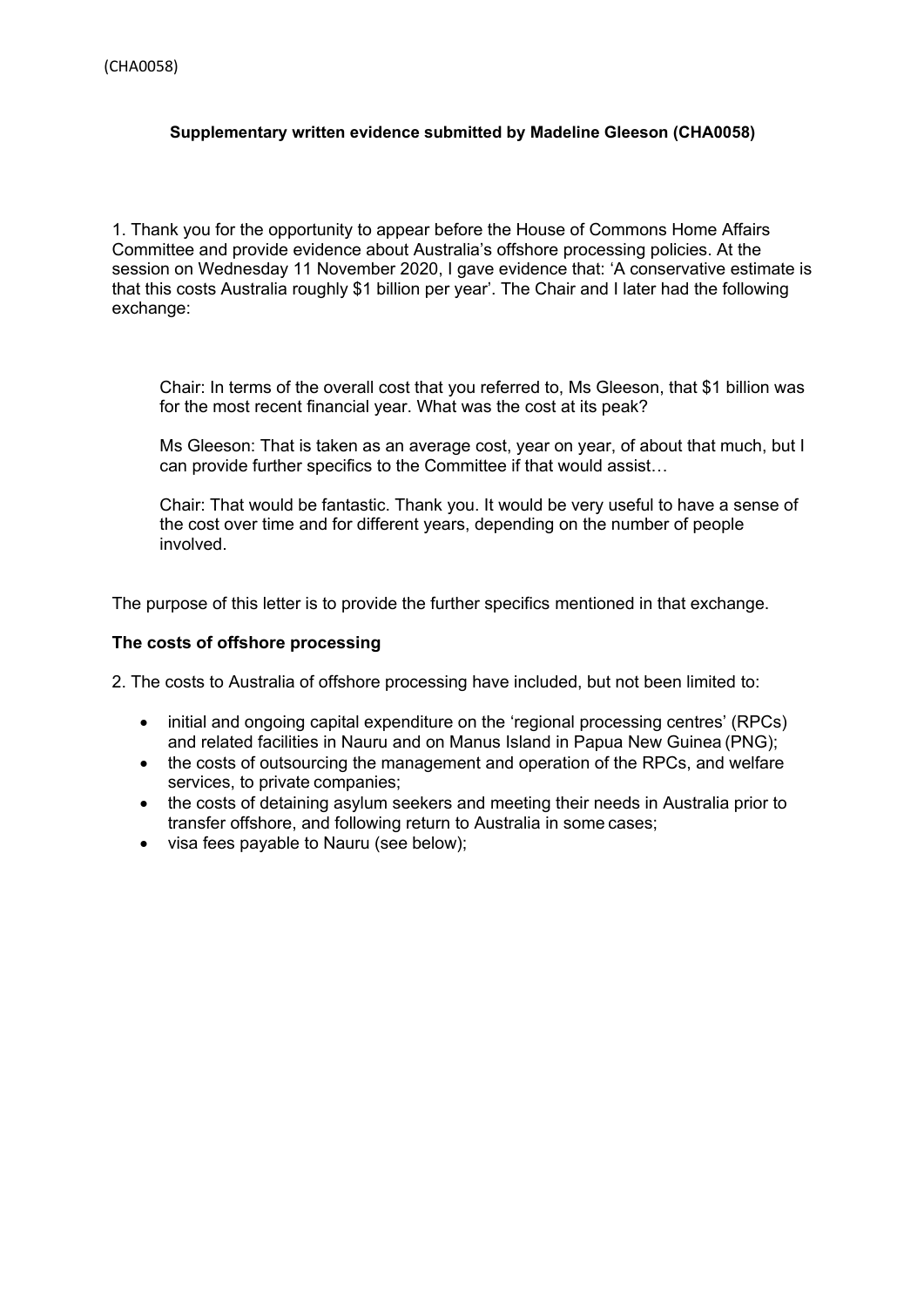(CHA0058)

**Supplementary written evidence submitted by Madeline Gleeson (CHA0058)**

1. Thank you for the opportunity to appear before the House of Commons Home Affairs Committee and provide evidence about Australia's offshore processing policies. At the session on Wednesday 11 November 2020, I gave evidence that: 'A conservative estimate is that this costs Australia roughly $1 billion per year'. The Chair and I later had the following exchange:

> Chair: In terms of the overall cost that you referred to, Ms Gleeson, that $1 billion was for the most recent financial year. What was the cost at its peak?
>
> Ms Gleeson: That is taken as an average cost, year on year, of about that much, but I can provide further specifics to the Committee if that would assist…
>
> Chair: That would be fantastic. Thank you. It would be very useful to have a sense of the cost over time and for different years, depending on the number of people involved.

The purpose of this letter is to provide the further specifics mentioned in that exchange.

### The costs of offshore processing

2. The costs to Australia of offshore processing have included, but not been limited to:

- initial and ongoing capital expenditure on the 'regional processing centres' (RPCs) and related facilities in Nauru and on Manus Island in Papua New Guinea (PNG);
- the costs of outsourcing the management and operation of the RPCs, and welfare services, to private companies;
- the costs of detaining asylum seekers and meeting their needs in Australia prior to transfer offshore, and following return to Australia in some cases;
- visa fees payable to Nauru (see below);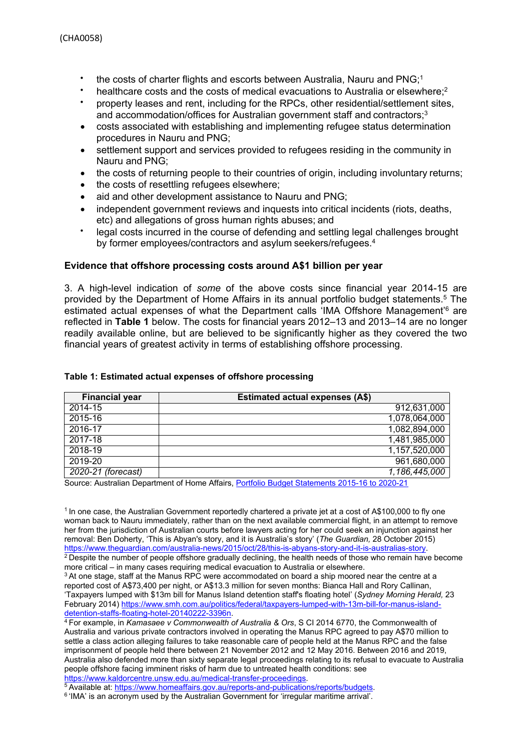(CHA0058)

- the costs of charter flights and escorts between Australia, Nauru and PNG;[1]
- healthcare costs and the costs of medical evacuations to Australia or elsewhere;[2]
- property leases and rent, including for the RPCs, other residential/settlement sites, and accommodation/offices for Australian government staff and contractors;[3]
- costs associated with establishing and implementing refugee status determination procedures in Nauru and PNG;
- settlement support and services provided to refugees residing in the community in Nauru and PNG;
- the costs of returning people to their countries of origin, including involuntary returns;
- the costs of resettling refugees elsewhere;
- aid and other development assistance to Nauru and PNG;
- independent government reviews and inquests into critical incidents (riots, deaths, etc) and allegations of gross human rights abuses; and
- legal costs incurred in the course of defending and settling legal challenges brought by former employees/contractors and asylum seekers/refugees.[4]

**Evidence that offshore processing costs around A$1 billion per year**

3. A high-level indication of *some* of the above costs since financial year 2014-15 are provided by the Department of Home Affairs in its annual portfolio budget statements.[5] The estimated actual expenses of what the Department calls 'IMA Offshore Management'[6] are reflected in **Table 1** below. The costs for financial years 2012–13 and 2013–14 are no longer readily available online, but are believed to be significantly higher as they covered the two financial years of greatest activity in terms of establishing offshore processing.

**Table 1: Estimated actual expenses of offshore processing**

| Financial year | Estimated actual expenses (A$) |
|---|---:|
| 2014-15 | 912,631,000 |
| 2015-16 | 1,078,064,000 |
| 2016-17 | 1,082,894,000 |
| 2017-18 | 1,481,985,000 |
| 2018-19 | 1,157,520,000 |
| 2019-20 | 961,680,000 |
| *2020-21 (forecast)* | *1,186,445,000* |

Source: Australian Department of Home Affairs, Portfolio Budget Statements 2015-16 to 2020-21

[1] In one case, the Australian Government reportedly chartered a private jet at a cost of A$100,000 to fly one woman back to Nauru immediately, rather than on the next available commercial flight, in an attempt to remove her from the jurisdiction of Australian courts before lawyers acting for her could seek an injunction against her removal: Ben Doherty, 'This is Abyan's story, and it is Australia's story' (*The Guardian,* 28 October 2015) https://www.theguardian.com/australia-news/2015/oct/28/this-is-abyans-story-and-it-is-australias-story.

[2] Despite the number of people offshore gradually declining, the health needs of those who remain have become more critical – in many cases requiring medical evacuation to Australia or elsewhere.

[3] At one stage, staff at the Manus RPC were accommodated on board a ship moored near the centre at a reported cost of A$73,400 per night, or A$13.3 million for seven months: Bianca Hall and Rory Callinan, 'Taxpayers lumped with $13m bill for Manus Island detention staff's floating hotel' (*Sydney Morning Herald,* 23 February 2014) https://www.smh.com.au/politics/federal/taxpayers-lumped-with-13m-bill-for-manus-island-detention-staffs-floating-hotel-20140222-3396n.

[4] For example, in *Kamasaee v Commonwealth of Australia & Ors*, S CI 2014 6770, the Commonwealth of Australia and various private contractors involved in operating the Manus RPC agreed to pay A$70 million to settle a class action alleging failures to take reasonable care of people held at the Manus RPC and the false imprisonment of people held there between 21 November 2012 and 12 May 2016. Between 2016 and 2019, Australia also defended more than sixty separate legal proceedings relating to its refusal to evacuate to Australia people offshore facing imminent risks of harm due to untreated health conditions: see https://www.kaldorcentre.unsw.edu.au/medical-transfer-proceedings.

[5] Available at: https://www.homeaffairs.gov.au/reports-and-publications/reports/budgets.

[6] 'IMA' is an acronym used by the Australian Government for 'irregular maritime arrival'.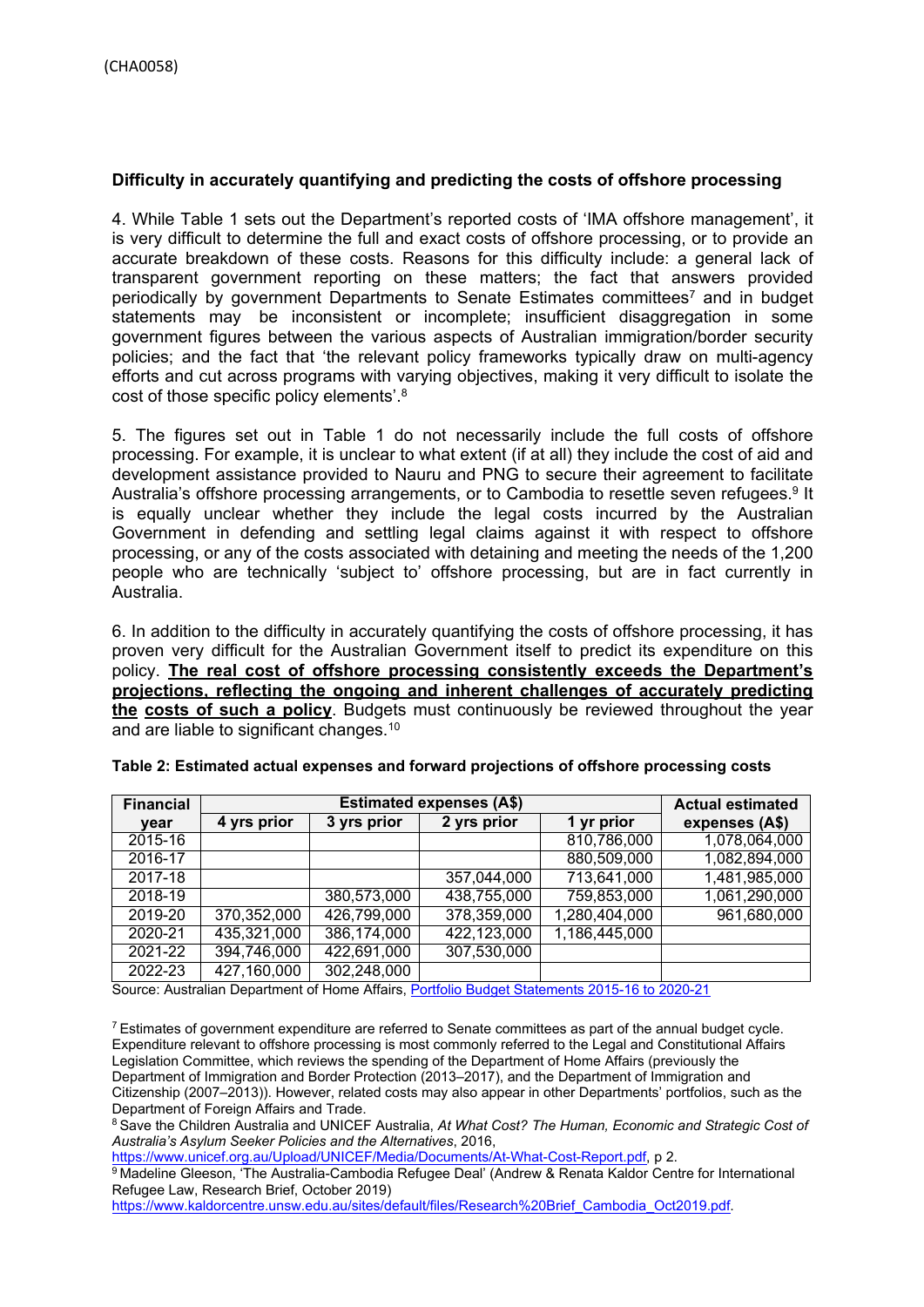(CHA0058)

### Difficulty in accurately quantifying and predicting the costs of offshore processing

4. While Table 1 sets out the Department's reported costs of 'IMA offshore management', it is very difficult to determine the full and exact costs of offshore processing, or to provide an accurate breakdown of these costs. Reasons for this difficulty include: a general lack of transparent government reporting on these matters; the fact that answers provided periodically by government Departments to Senate Estimates committees[7] and in budget statements may be inconsistent or incomplete; insufficient disaggregation in some government figures between the various aspects of Australian immigration/border security policies; and the fact that 'the relevant policy frameworks typically draw on multi-agency efforts and cut across programs with varying objectives, making it very difficult to isolate the cost of those specific policy elements'.[8]

5. The figures set out in Table 1 do not necessarily include the full costs of offshore processing. For example, it is unclear to what extent (if at all) they include the cost of aid and development assistance provided to Nauru and PNG to secure their agreement to facilitate Australia's offshore processing arrangements, or to Cambodia to resettle seven refugees.[9] It is equally unclear whether they include the legal costs incurred by the Australian Government in defending and settling legal claims against it with respect to offshore processing, or any of the costs associated with detaining and meeting the needs of the 1,200 people who are technically 'subject to' offshore processing, but are in fact currently in Australia.

6. In addition to the difficulty in accurately quantifying the costs of offshore processing, it has proven very difficult for the Australian Government itself to predict its expenditure on this policy. **<u>The real cost of offshore processing consistently exceeds the Department's projections, reflecting the ongoing and inherent challenges of accurately predicting the costs of such a policy</u>**. Budgets must continuously be reviewed throughout the year and are liable to significant changes.[10]

**Table 2: Estimated actual expenses and forward projections of offshore processing costs**

| Financial year | Estimated expenses (A$) | | | | Actual estimated expenses (A$) |
|---|---|---|---|---|---|
| | 4 yrs prior | 3 yrs prior | 2 yrs prior | 1 yr prior | |
| 2015-16 | | | | 810,786,000 | 1,078,064,000 |
| 2016-17 | | | | 880,509,000 | 1,082,894,000 |
| 2017-18 | | | 357,044,000 | 713,641,000 | 1,481,985,000 |
| 2018-19 | | 380,573,000 | 438,755,000 | 759,853,000 | 1,061,290,000 |
| 2019-20 | 370,352,000 | 426,799,000 | 378,359,000 | 1,280,404,000 | 961,680,000 |
| 2020-21 | 435,321,000 | 386,174,000 | 422,123,000 | 1,186,445,000 | |
| 2021-22 | 394,746,000 | 422,691,000 | 307,530,000 | | |
| 2022-23 | 427,160,000 | 302,248,000 | | | |

Source: Australian Department of Home Affairs, Portfolio Budget Statements 2015-16 to 2020-21

[7] Estimates of government expenditure are referred to Senate committees as part of the annual budget cycle. Expenditure relevant to offshore processing is most commonly referred to the Legal and Constitutional Affairs Legislation Committee, which reviews the spending of the Department of Home Affairs (previously the Department of Immigration and Border Protection (2013–2017), and the Department of Immigration and Citizenship (2007–2013)). However, related costs may also appear in other Departments' portfolios, such as the Department of Foreign Affairs and Trade.

[8] Save the Children Australia and UNICEF Australia, *At What Cost? The Human, Economic and Strategic Cost of Australia's Asylum Seeker Policies and the Alternatives*, 2016, https://www.unicef.org.au/Upload/UNICEF/Media/Documents/At-What-Cost-Report.pdf, p 2.

[9] Madeline Gleeson, 'The Australia-Cambodia Refugee Deal' (Andrew & Renata Kaldor Centre for International Refugee Law, Research Brief, October 2019) https://www.kaldorcentre.unsw.edu.au/sites/default/files/Research%20Brief_Cambodia_Oct2019.pdf.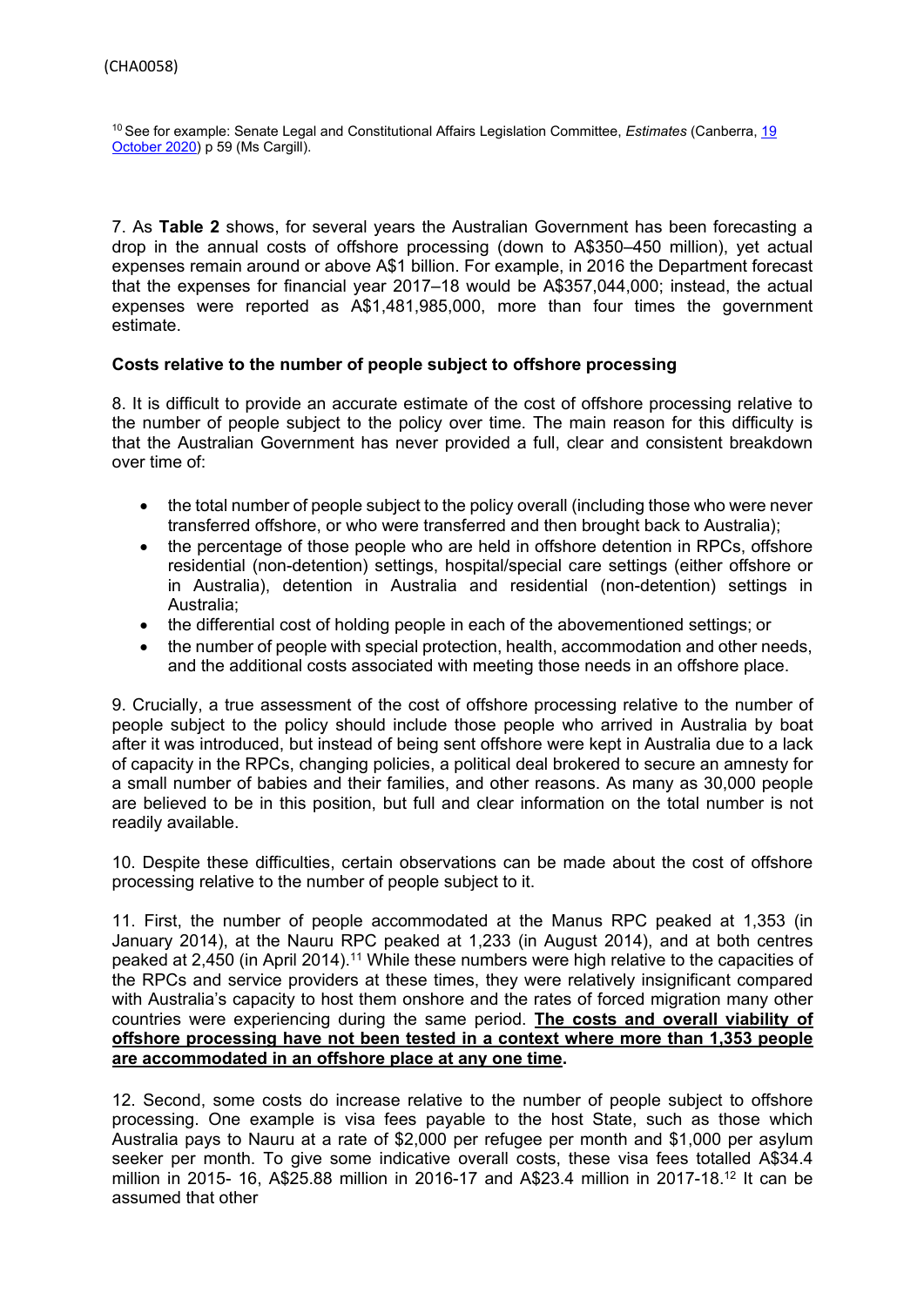[10] See for example: Senate Legal and Constitutional Affairs Legislation Committee, *Estimates* (Canberra, 19 October 2020) p 59 (Ms Cargill).

7. As **Table 2** shows, for several years the Australian Government has been forecasting a drop in the annual costs of offshore processing (down to A$350–450 million), yet actual expenses remain around or above A$1 billion. For example, in 2016 the Department forecast that the expenses for financial year 2017–18 would be A$357,044,000; instead, the actual expenses were reported as A$1,481,985,000, more than four times the government estimate.

**Costs relative to the number of people subject to offshore processing**

8. It is difficult to provide an accurate estimate of the cost of offshore processing relative to the number of people subject to the policy over time. The main reason for this difficulty is that the Australian Government has never provided a full, clear and consistent breakdown over time of:

- the total number of people subject to the policy overall (including those who were never transferred offshore, or who were transferred and then brought back to Australia);
- the percentage of those people who are held in offshore detention in RPCs, offshore residential (non-detention) settings, hospital/special care settings (either offshore or in Australia), detention in Australia and residential (non-detention) settings in Australia;
- the differential cost of holding people in each of the abovementioned settings; or
- the number of people with special protection, health, accommodation and other needs, and the additional costs associated with meeting those needs in an offshore place.

9. Crucially, a true assessment of the cost of offshore processing relative to the number of people subject to the policy should include those people who arrived in Australia by boat after it was introduced, but instead of being sent offshore were kept in Australia due to a lack of capacity in the RPCs, changing policies, a political deal brokered to secure an amnesty for a small number of babies and their families, and other reasons. As many as 30,000 people are believed to be in this position, but full and clear information on the total number is not readily available.

10. Despite these difficulties, certain observations can be made about the cost of offshore processing relative to the number of people subject to it.

11. First, the number of people accommodated at the Manus RPC peaked at 1,353 (in January 2014), at the Nauru RPC peaked at 1,233 (in August 2014), and at both centres peaked at 2,450 (in April 2014).[11] While these numbers were high relative to the capacities of the RPCs and service providers at these times, they were relatively insignificant compared with Australia's capacity to host them onshore and the rates of forced migration many other countries were experiencing during the same period. **The costs and overall viability of offshore processing have not been tested in a context where more than 1,353 people are accommodated in an offshore place at any one time.**

12. Second, some costs do increase relative to the number of people subject to offshore processing. One example is visa fees payable to the host State, such as those which Australia pays to Nauru at a rate of $2,000 per refugee per month and $1,000 per asylum seeker per month. To give some indicative overall costs, these visa fees totalled A$34.4 million in 2015- 16, A$25.88 million in 2016-17 and A$23.4 million in 2017-18.[12] It can be assumed that other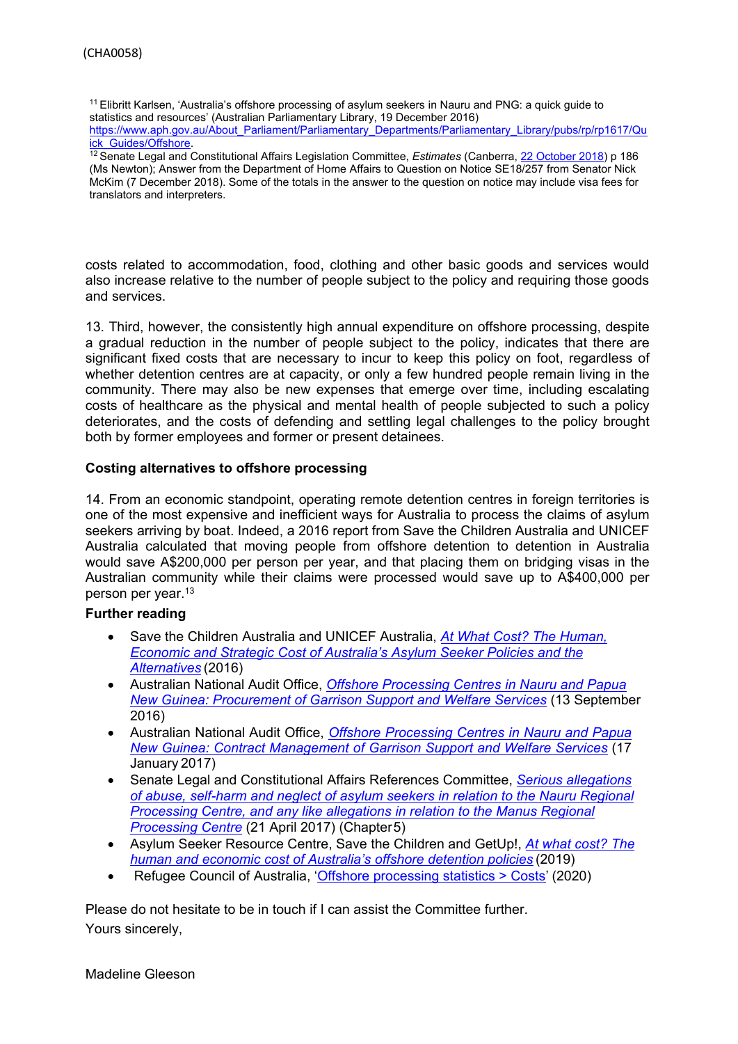[11] Elibritt Karlsen, 'Australia's offshore processing of asylum seekers in Nauru and PNG: a quick guide to statistics and resources' (Australian Parliamentary Library, 19 December 2016) https://www.aph.gov.au/About_Parliament/Parliamentary_Departments/Parliamentary_Library/pubs/rp/rp1617/Quick_Guides/Offshore.

[12] Senate Legal and Constitutional Affairs Legislation Committee, *Estimates* (Canberra, 22 October 2018) p 186 (Ms Newton); Answer from the Department of Home Affairs to Question on Notice SE18/257 from Senator Nick McKim (7 December 2018). Some of the totals in the answer to the question on notice may include visa fees for translators and interpreters.

costs related to accommodation, food, clothing and other basic goods and services would also increase relative to the number of people subject to the policy and requiring those goods and services.

13. Third, however, the consistently high annual expenditure on offshore processing, despite a gradual reduction in the number of people subject to the policy, indicates that there are significant fixed costs that are necessary to incur to keep this policy on foot, regardless of whether detention centres are at capacity, or only a few hundred people remain living in the community. There may also be new expenses that emerge over time, including escalating costs of healthcare as the physical and mental health of people subjected to such a policy deteriorates, and the costs of defending and settling legal challenges to the policy brought both by former employees and former or present detainees.

**Costing alternatives to offshore processing**

14. From an economic standpoint, operating remote detention centres in foreign territories is one of the most expensive and inefficient ways for Australia to process the claims of asylum seekers arriving by boat. Indeed, a 2016 report from Save the Children Australia and UNICEF Australia calculated that moving people from offshore detention to detention in Australia would save A$200,000 per person per year, and that placing them on bridging visas in the Australian community while their claims were processed would save up to A$400,000 per person per year.[13]

**Further reading**

- Save the Children Australia and UNICEF Australia, *At What Cost? The Human, Economic and Strategic Cost of Australia's Asylum Seeker Policies and the Alternatives* (2016)
- Australian National Audit Office, *Offshore Processing Centres in Nauru and Papua New Guinea: Procurement of Garrison Support and Welfare Services* (13 September 2016)
- Australian National Audit Office, *Offshore Processing Centres in Nauru and Papua New Guinea: Contract Management of Garrison Support and Welfare Services* (17 January 2017)
- Senate Legal and Constitutional Affairs References Committee, *Serious allegations of abuse, self-harm and neglect of asylum seekers in relation to the Nauru Regional Processing Centre, and any like allegations in relation to the Manus Regional Processing Centre* (21 April 2017) (Chapter 5)
- Asylum Seeker Resource Centre, Save the Children and GetUp!, *At what cost? The human and economic cost of Australia's offshore detention policies* (2019)
- Refugee Council of Australia, 'Offshore processing statistics > Costs' (2020)

Please do not hesitate to be in touch if I can assist the Committee further.

Yours sincerely,

Madeline Gleeson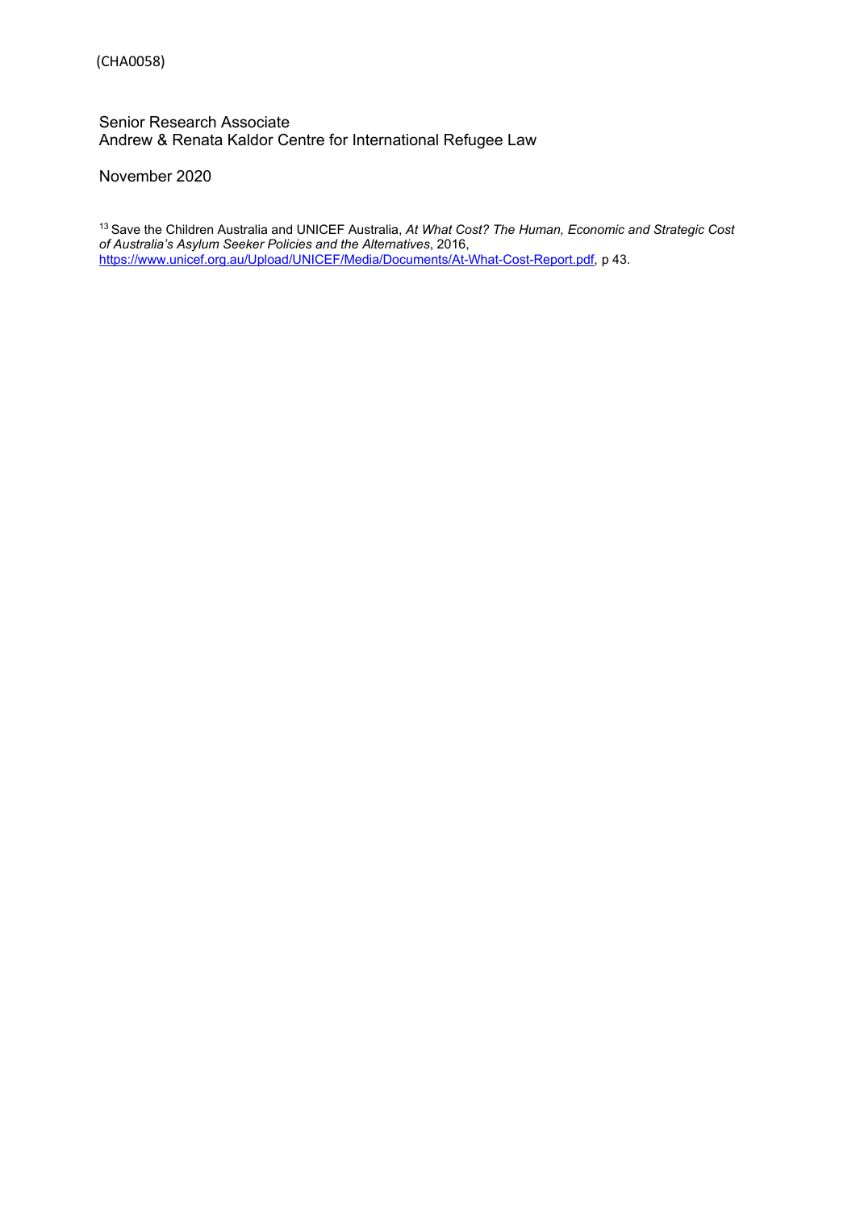Senior Research Associate
Andrew & Renata Kaldor Centre for International Refugee Law

November 2020

[13] Save the Children Australia and UNICEF Australia, *At What Cost? The Human, Economic and Strategic Cost of Australia's Asylum Seeker Policies and the Alternatives*, 2016, https://www.unicef.org.au/Upload/UNICEF/Media/Documents/At-What-Cost-Report.pdf, p 43.